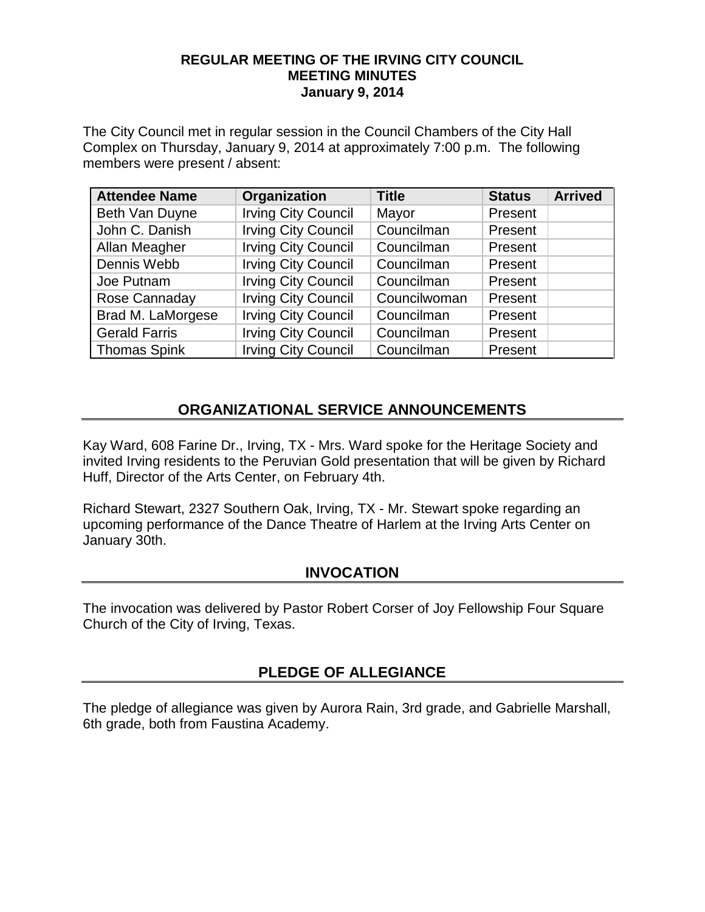**REGULAR MEETING OF THE IRVING CITY COUNCIL**
**MEETING MINUTES**
**January 9, 2014**

The City Council met in regular session in the Council Chambers of the City Hall Complex on Thursday, January 9, 2014 at approximately 7:00 p.m. The following members were present / absent:

| Attendee Name | Organization | Title | Status | Arrived |
|---|---|---|---|---|
| Beth Van Duyne | Irving City Council | Mayor | Present | |
| John C. Danish | Irving City Council | Councilman | Present | |
| Allan Meagher | Irving City Council | Councilman | Present | |
| Dennis Webb | Irving City Council | Councilman | Present | |
| Joe Putnam | Irving City Council | Councilman | Present | |
| Rose Cannaday | Irving City Council | Councilwoman | Present | |
| Brad M. LaMorgese | Irving City Council | Councilman | Present | |
| Gerald Farris | Irving City Council | Councilman | Present | |
| Thomas Spink | Irving City Council | Councilman | Present | |

## ORGANIZATIONAL SERVICE ANNOUNCEMENTS

Kay Ward, 608 Farine Dr., Irving, TX - Mrs. Ward spoke for the Heritage Society and invited Irving residents to the Peruvian Gold presentation that will be given by Richard Huff, Director of the Arts Center, on February 4th.

Richard Stewart, 2327 Southern Oak, Irving, TX - Mr. Stewart spoke regarding an upcoming performance of the Dance Theatre of Harlem at the Irving Arts Center on January 30th.

## INVOCATION

The invocation was delivered by Pastor Robert Corser of Joy Fellowship Four Square Church of the City of Irving, Texas.

## PLEDGE OF ALLEGIANCE

The pledge of allegiance was given by Aurora Rain, 3rd grade, and Gabrielle Marshall, 6th grade, both from Faustina Academy.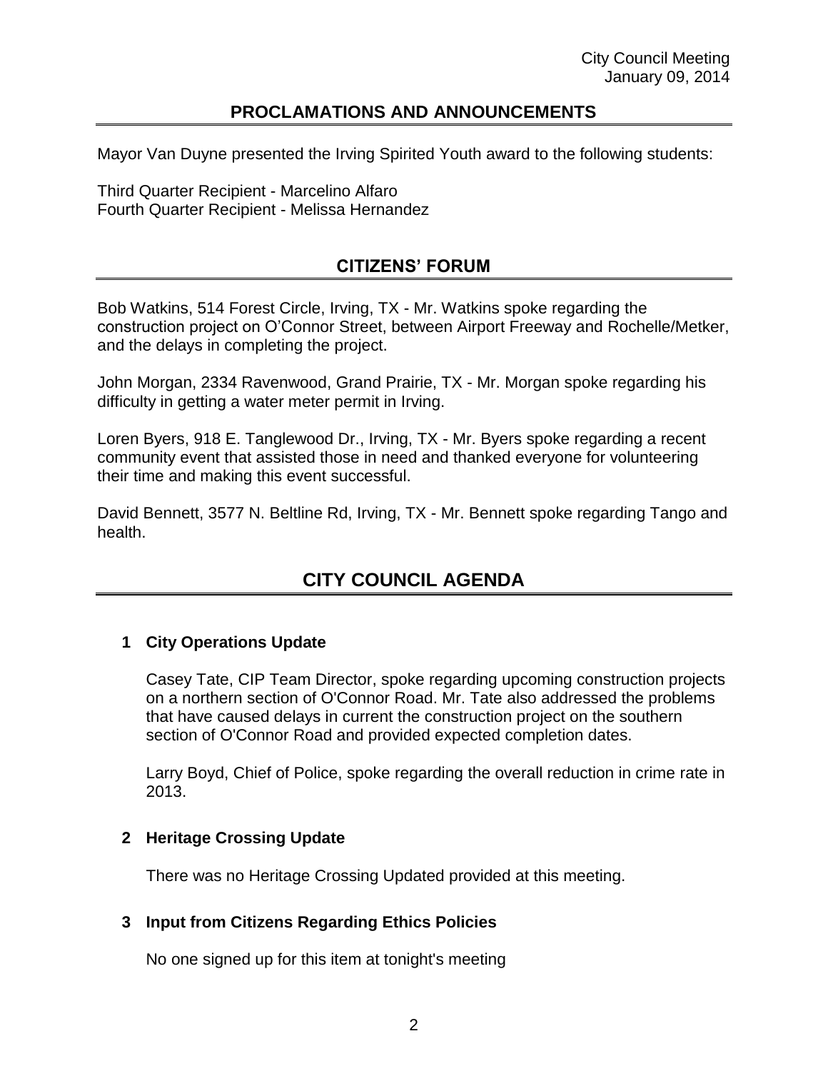## PROCLAMATIONS AND ANNOUNCEMENTS

Mayor Van Duyne presented the Irving Spirited Youth award to the following students:

Third Quarter Recipient - Marcelino Alfaro
Fourth Quarter Recipient - Melissa Hernandez

## CITIZENS' FORUM

Bob Watkins, 514 Forest Circle, Irving, TX - Mr. Watkins spoke regarding the construction project on O'Connor Street, between Airport Freeway and Rochelle/Metker, and the delays in completing the project.

John Morgan, 2334 Ravenwood, Grand Prairie, TX - Mr. Morgan spoke regarding his difficulty in getting a water meter permit in Irving.

Loren Byers, 918 E. Tanglewood Dr., Irving, TX - Mr. Byers spoke regarding a recent community event that assisted those in need and thanked everyone for volunteering their time and making this event successful.

David Bennett, 3577 N. Beltline Rd, Irving, TX - Mr. Bennett spoke regarding Tango and health.

## CITY COUNCIL AGENDA

### 1 City Operations Update

Casey Tate, CIP Team Director, spoke regarding upcoming construction projects on a northern section of O'Connor Road. Mr. Tate also addressed the problems that have caused delays in current the construction project on the southern section of O'Connor Road and provided expected completion dates.

Larry Boyd, Chief of Police, spoke regarding the overall reduction in crime rate in 2013.

### 2 Heritage Crossing Update

There was no Heritage Crossing Updated provided at this meeting.

### 3 Input from Citizens Regarding Ethics Policies

No one signed up for this item at tonight's meeting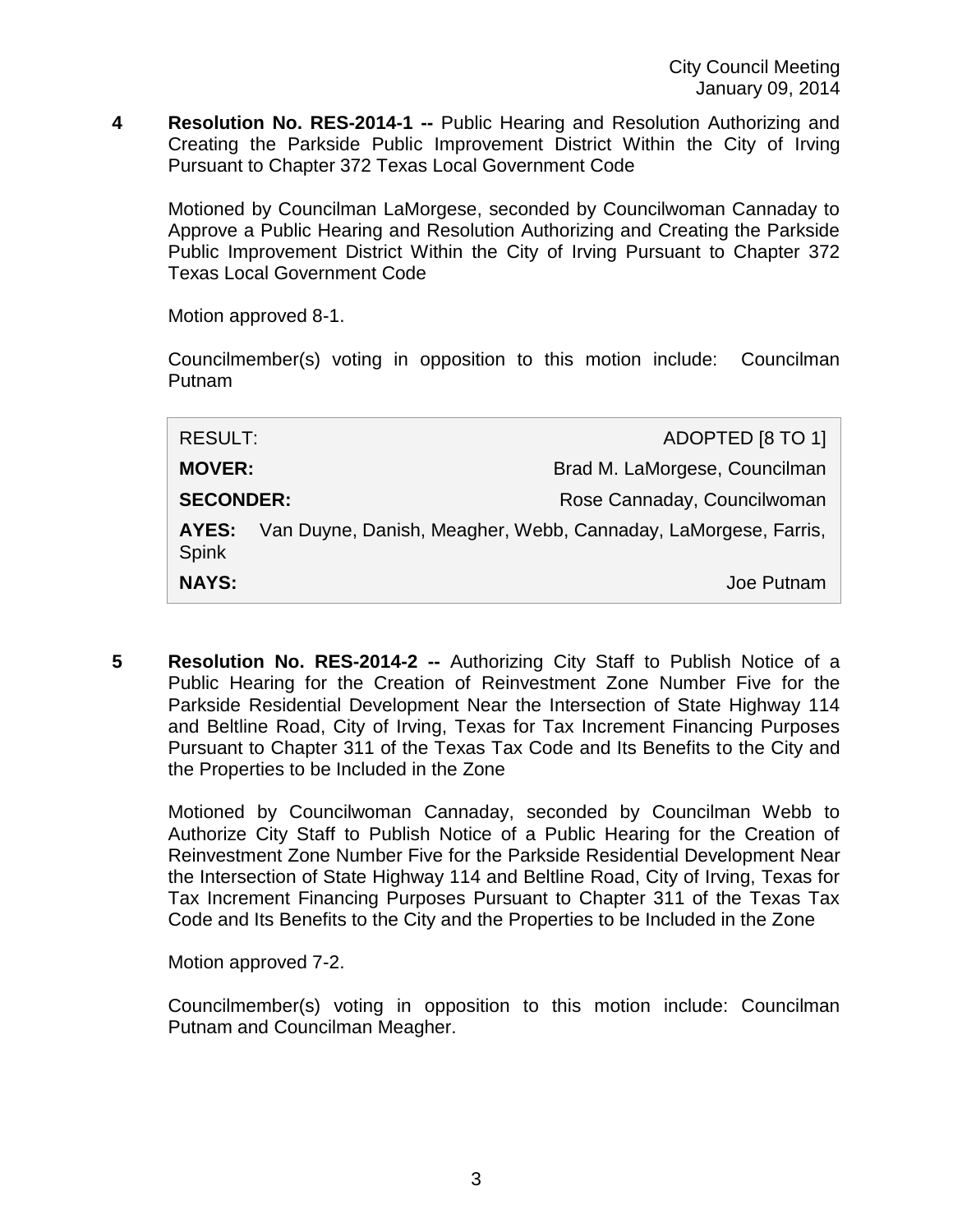**4 Resolution No. RES-2014-1 --** Public Hearing and Resolution Authorizing and Creating the Parkside Public Improvement District Within the City of Irving Pursuant to Chapter 372 Texas Local Government Code

Motioned by Councilman LaMorgese, seconded by Councilwoman Cannaday to Approve a Public Hearing and Resolution Authorizing and Creating the Parkside Public Improvement District Within the City of Irving Pursuant to Chapter 372 Texas Local Government Code

Motion approved 8-1.

Councilmember(s) voting in opposition to this motion include: Councilman Putnam

| RESULT: | ADOPTED [8 TO 1] |
|---|---|
| **MOVER:** | Brad M. LaMorgese, Councilman |
| **SECONDER:** | Rose Cannaday, Councilwoman |
| **AYES:** | Van Duyne, Danish, Meagher, Webb, Cannaday, LaMorgese, Farris, Spink |
| **NAYS:** | Joe Putnam |

**5 Resolution No. RES-2014-2 --** Authorizing City Staff to Publish Notice of a Public Hearing for the Creation of Reinvestment Zone Number Five for the Parkside Residential Development Near the Intersection of State Highway 114 and Beltline Road, City of Irving, Texas for Tax Increment Financing Purposes Pursuant to Chapter 311 of the Texas Tax Code and Its Benefits to the City and the Properties to be Included in the Zone

Motioned by Councilwoman Cannaday, seconded by Councilman Webb to Authorize City Staff to Publish Notice of a Public Hearing for the Creation of Reinvestment Zone Number Five for the Parkside Residential Development Near the Intersection of State Highway 114 and Beltline Road, City of Irving, Texas for Tax Increment Financing Purposes Pursuant to Chapter 311 of the Texas Tax Code and Its Benefits to the City and the Properties to be Included in the Zone

Motion approved 7-2.

Councilmember(s) voting in opposition to this motion include: Councilman Putnam and Councilman Meagher.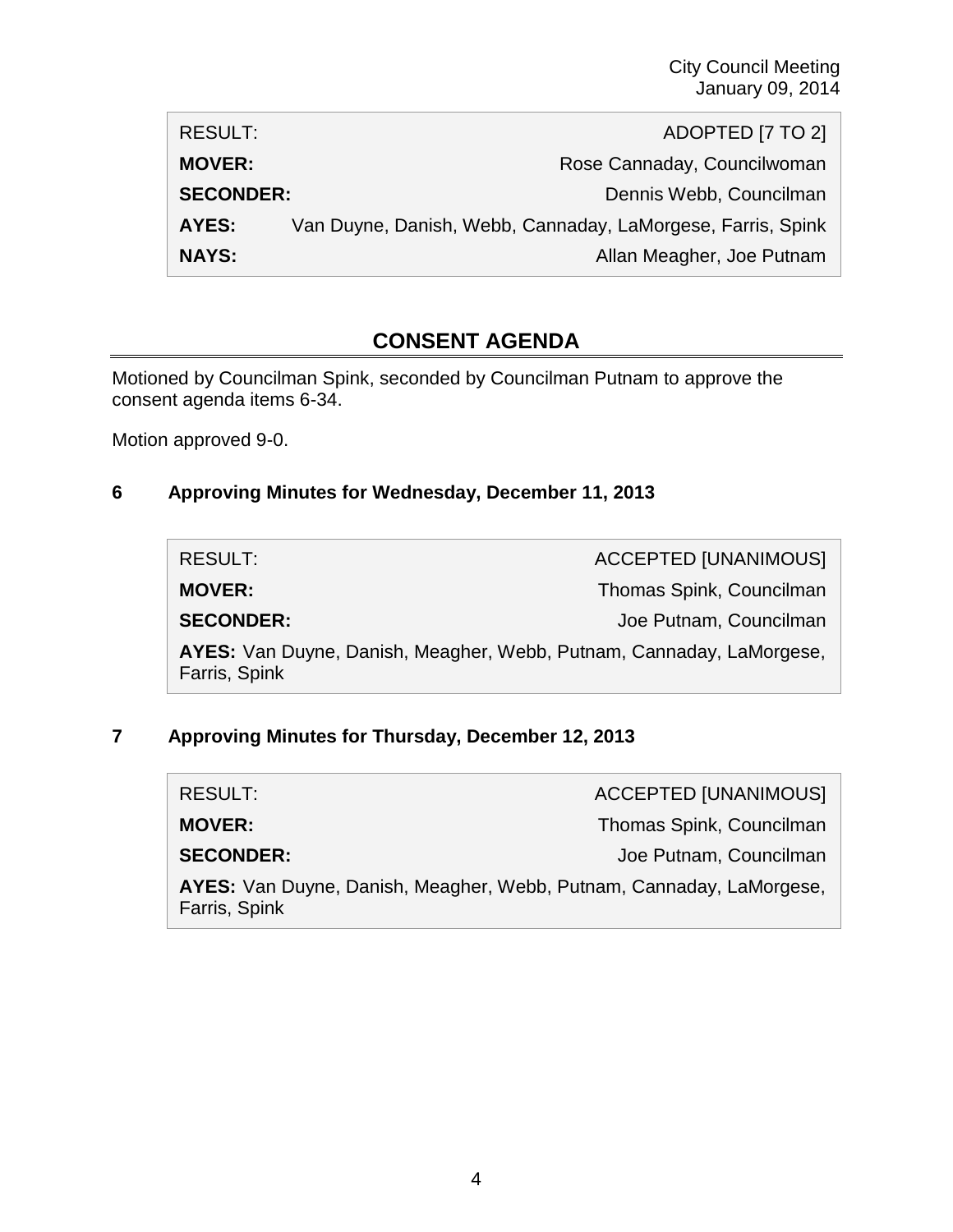| RESULT: | ADOPTED [7 TO 2] |
| --- | --- |
| **MOVER:** | Rose Cannaday, Councilwoman |
| **SECONDER:** | Dennis Webb, Councilman |
| **AYES:** | Van Duyne, Danish, Webb, Cannaday, LaMorgese, Farris, Spink |
| **NAYS:** | Allan Meagher, Joe Putnam |

## CONSENT AGENDA

Motioned by Councilman Spink, seconded by Councilman Putnam to approve the consent agenda items 6-34.

Motion approved 9-0.

### 6 Approving Minutes for Wednesday, December 11, 2013

| RESULT: | ACCEPTED [UNANIMOUS] |
| --- | --- |
| **MOVER:** | Thomas Spink, Councilman |
| **SECONDER:** | Joe Putnam, Councilman |
| **AYES:** | Van Duyne, Danish, Meagher, Webb, Putnam, Cannaday, LaMorgese, Farris, Spink |

### 7 Approving Minutes for Thursday, December 12, 2013

| RESULT: | ACCEPTED [UNANIMOUS] |
| --- | --- |
| **MOVER:** | Thomas Spink, Councilman |
| **SECONDER:** | Joe Putnam, Councilman |
| **AYES:** | Van Duyne, Danish, Meagher, Webb, Putnam, Cannaday, LaMorgese, Farris, Spink |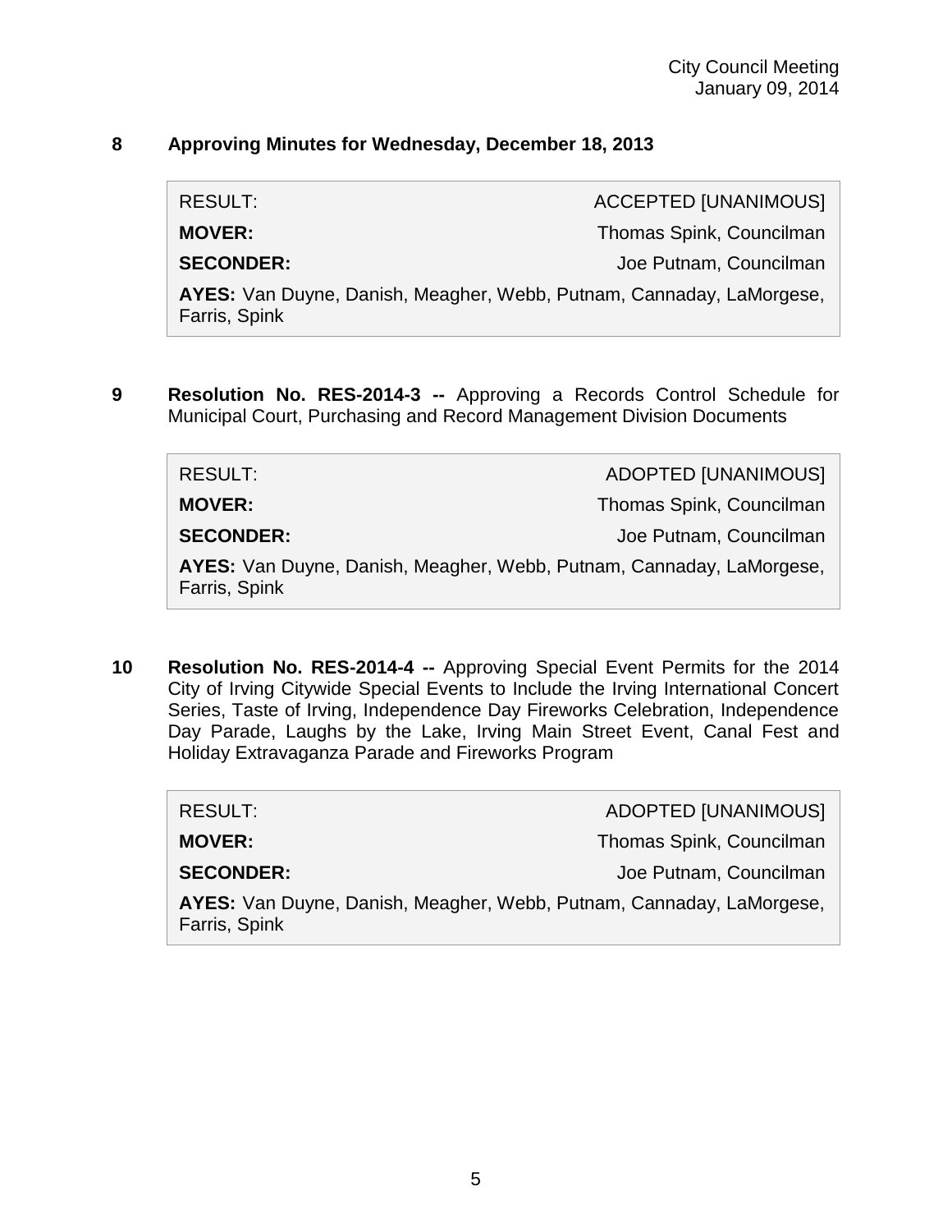**8 Approving Minutes for Wednesday, December 18, 2013**

| | |
|---|---|
| RESULT: | ACCEPTED [UNANIMOUS] |
| **MOVER:** | Thomas Spink, Councilman |
| **SECONDER:** | Joe Putnam, Councilman |
| **AYES:** Van Duyne, Danish, Meagher, Webb, Putnam, Cannaday, LaMorgese, Farris, Spink | |

**9 Resolution No. RES-2014-3 --** Approving a Records Control Schedule for Municipal Court, Purchasing and Record Management Division Documents

| | |
|---|---|
| RESULT: | ADOPTED [UNANIMOUS] |
| **MOVER:** | Thomas Spink, Councilman |
| **SECONDER:** | Joe Putnam, Councilman |
| **AYES:** Van Duyne, Danish, Meagher, Webb, Putnam, Cannaday, LaMorgese, Farris, Spink | |

**10 Resolution No. RES-2014-4 --** Approving Special Event Permits for the 2014 City of Irving Citywide Special Events to Include the Irving International Concert Series, Taste of Irving, Independence Day Fireworks Celebration, Independence Day Parade, Laughs by the Lake, Irving Main Street Event, Canal Fest and Holiday Extravaganza Parade and Fireworks Program

| | |
|---|---|
| RESULT: | ADOPTED [UNANIMOUS] |
| **MOVER:** | Thomas Spink, Councilman |
| **SECONDER:** | Joe Putnam, Councilman |
| **AYES:** Van Duyne, Danish, Meagher, Webb, Putnam, Cannaday, LaMorgese, Farris, Spink | |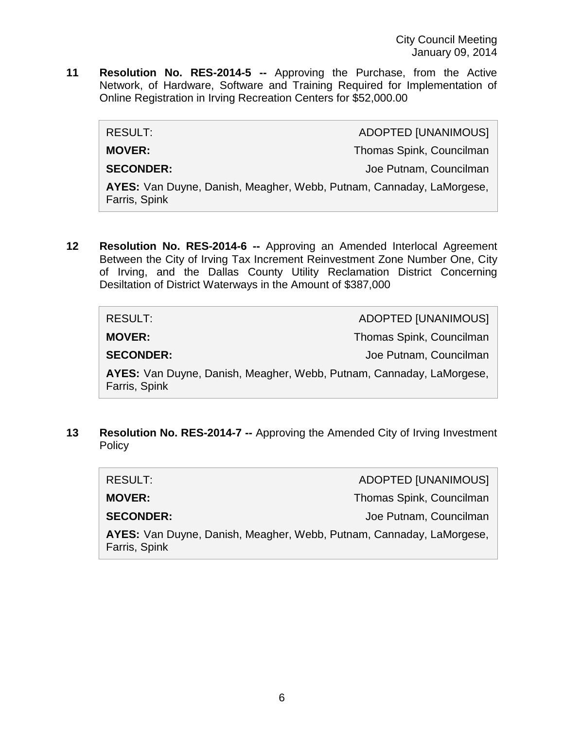**11 Resolution No. RES-2014-5 --** Approving the Purchase, from the Active Network, of Hardware, Software and Training Required for Implementation of Online Registration in Irving Recreation Centers for $52,000.00

| RESULT: | ADOPTED [UNANIMOUS] |
|---|---|
| **MOVER:** | Thomas Spink, Councilman |
| **SECONDER:** | Joe Putnam, Councilman |
| **AYES:** Van Duyne, Danish, Meagher, Webb, Putnam, Cannaday, LaMorgese, Farris, Spink | |

**12 Resolution No. RES-2014-6 --** Approving an Amended Interlocal Agreement Between the City of Irving Tax Increment Reinvestment Zone Number One, City of Irving, and the Dallas County Utility Reclamation District Concerning Desiltation of District Waterways in the Amount of $387,000

| RESULT: | ADOPTED [UNANIMOUS] |
|---|---|
| **MOVER:** | Thomas Spink, Councilman |
| **SECONDER:** | Joe Putnam, Councilman |
| **AYES:** Van Duyne, Danish, Meagher, Webb, Putnam, Cannaday, LaMorgese, Farris, Spink | |

**13 Resolution No. RES-2014-7 --** Approving the Amended City of Irving Investment Policy

| RESULT: | ADOPTED [UNANIMOUS] |
|---|---|
| **MOVER:** | Thomas Spink, Councilman |
| **SECONDER:** | Joe Putnam, Councilman |
| **AYES:** Van Duyne, Danish, Meagher, Webb, Putnam, Cannaday, LaMorgese, Farris, Spink | |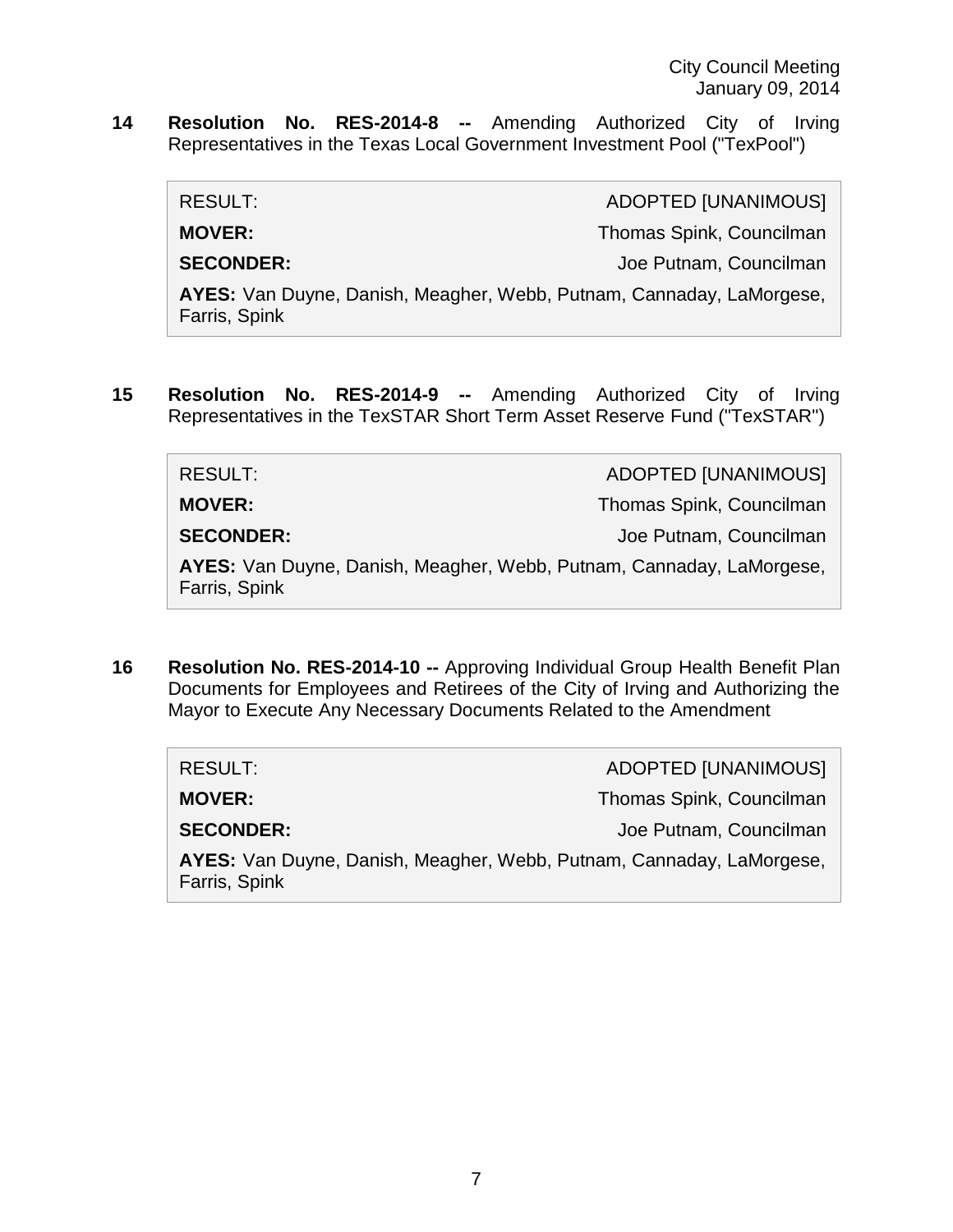**14 Resolution No. RES-2014-8 --** Amending Authorized City of Irving Representatives in the Texas Local Government Investment Pool ("TexPool")

| | |
|---|---|
| RESULT: | ADOPTED [UNANIMOUS] |
| **MOVER:** | Thomas Spink, Councilman |
| **SECONDER:** | Joe Putnam, Councilman |
| **AYES:** Van Duyne, Danish, Meagher, Webb, Putnam, Cannaday, LaMorgese, Farris, Spink | |

**15 Resolution No. RES-2014-9 --** Amending Authorized City of Irving Representatives in the TexSTAR Short Term Asset Reserve Fund ("TexSTAR")

| | |
|---|---|
| RESULT: | ADOPTED [UNANIMOUS] |
| **MOVER:** | Thomas Spink, Councilman |
| **SECONDER:** | Joe Putnam, Councilman |
| **AYES:** Van Duyne, Danish, Meagher, Webb, Putnam, Cannaday, LaMorgese, Farris, Spink | |

**16 Resolution No. RES-2014-10 --** Approving Individual Group Health Benefit Plan Documents for Employees and Retirees of the City of Irving and Authorizing the Mayor to Execute Any Necessary Documents Related to the Amendment

| | |
|---|---|
| RESULT: | ADOPTED [UNANIMOUS] |
| **MOVER:** | Thomas Spink, Councilman |
| **SECONDER:** | Joe Putnam, Councilman |
| **AYES:** Van Duyne, Danish, Meagher, Webb, Putnam, Cannaday, LaMorgese, Farris, Spink | |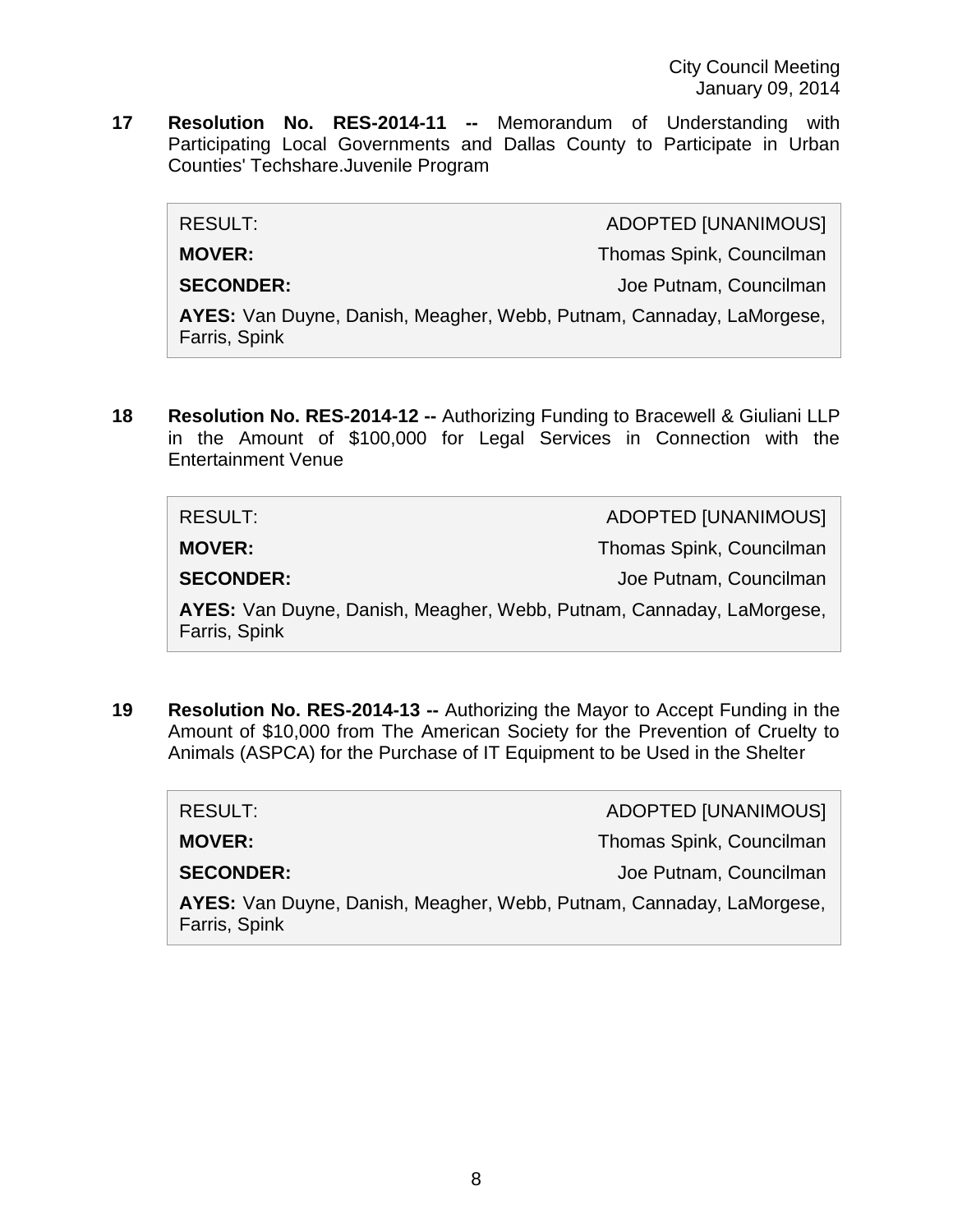**17 Resolution No. RES-2014-11 --** Memorandum of Understanding with Participating Local Governments and Dallas County to Participate in Urban Counties' Techshare.Juvenile Program

| | |
|---|---|
| RESULT: | ADOPTED [UNANIMOUS] |
| **MOVER:** | Thomas Spink, Councilman |
| **SECONDER:** | Joe Putnam, Councilman |

**AYES:** Van Duyne, Danish, Meagher, Webb, Putnam, Cannaday, LaMorgese, Farris, Spink

**18 Resolution No. RES-2014-12 --** Authorizing Funding to Bracewell & Giuliani LLP in the Amount of $100,000 for Legal Services in Connection with the Entertainment Venue

| | |
|---|---|
| RESULT: | ADOPTED [UNANIMOUS] |
| **MOVER:** | Thomas Spink, Councilman |
| **SECONDER:** | Joe Putnam, Councilman |

**AYES:** Van Duyne, Danish, Meagher, Webb, Putnam, Cannaday, LaMorgese, Farris, Spink

**19 Resolution No. RES-2014-13 --** Authorizing the Mayor to Accept Funding in the Amount of $10,000 from The American Society for the Prevention of Cruelty to Animals (ASPCA) for the Purchase of IT Equipment to be Used in the Shelter

| | |
|---|---|
| RESULT: | ADOPTED [UNANIMOUS] |
| **MOVER:** | Thomas Spink, Councilman |
| **SECONDER:** | Joe Putnam, Councilman |

**AYES:** Van Duyne, Danish, Meagher, Webb, Putnam, Cannaday, LaMorgese, Farris, Spink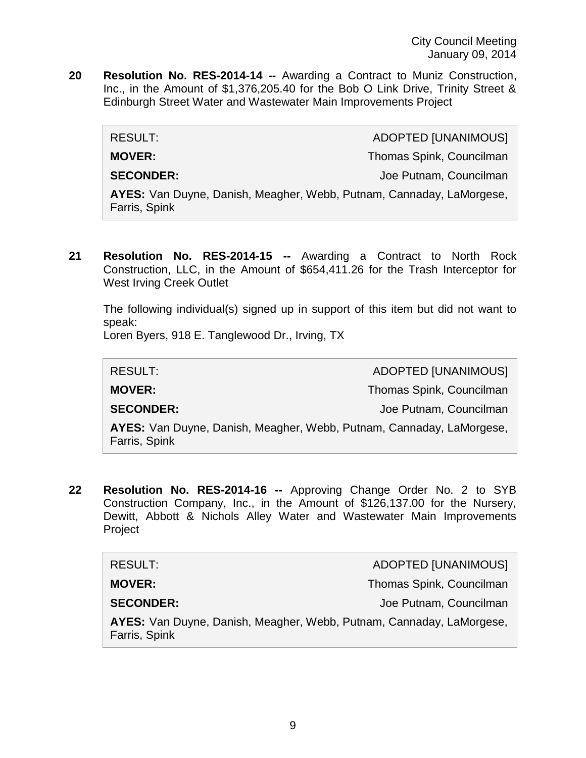**20 Resolution No. RES-2014-14 --** Awarding a Contract to Muniz Construction, Inc., in the Amount of $1,376,205.40 for the Bob O Link Drive, Trinity Street & Edinburgh Street Water and Wastewater Main Improvements Project

| | |
|---|---|
| RESULT: | ADOPTED [UNANIMOUS] |
| **MOVER:** | Thomas Spink, Councilman |
| **SECONDER:** | Joe Putnam, Councilman |
| **AYES:** Van Duyne, Danish, Meagher, Webb, Putnam, Cannaday, LaMorgese, Farris, Spink | |

**21 Resolution No. RES-2014-15 --** Awarding a Contract to North Rock Construction, LLC, in the Amount of $654,411.26 for the Trash Interceptor for West Irving Creek Outlet

The following individual(s) signed up in support of this item but did not want to speak:
Loren Byers, 918 E. Tanglewood Dr., Irving, TX

| | |
|---|---|
| RESULT: | ADOPTED [UNANIMOUS] |
| **MOVER:** | Thomas Spink, Councilman |
| **SECONDER:** | Joe Putnam, Councilman |
| **AYES:** Van Duyne, Danish, Meagher, Webb, Putnam, Cannaday, LaMorgese, Farris, Spink | |

**22 Resolution No. RES-2014-16 --** Approving Change Order No. 2 to SYB Construction Company, Inc., in the Amount of $126,137.00 for the Nursery, Dewitt, Abbott & Nichols Alley Water and Wastewater Main Improvements Project

| | |
|---|---|
| RESULT: | ADOPTED [UNANIMOUS] |
| **MOVER:** | Thomas Spink, Councilman |
| **SECONDER:** | Joe Putnam, Councilman |
| **AYES:** Van Duyne, Danish, Meagher, Webb, Putnam, Cannaday, LaMorgese, Farris, Spink | |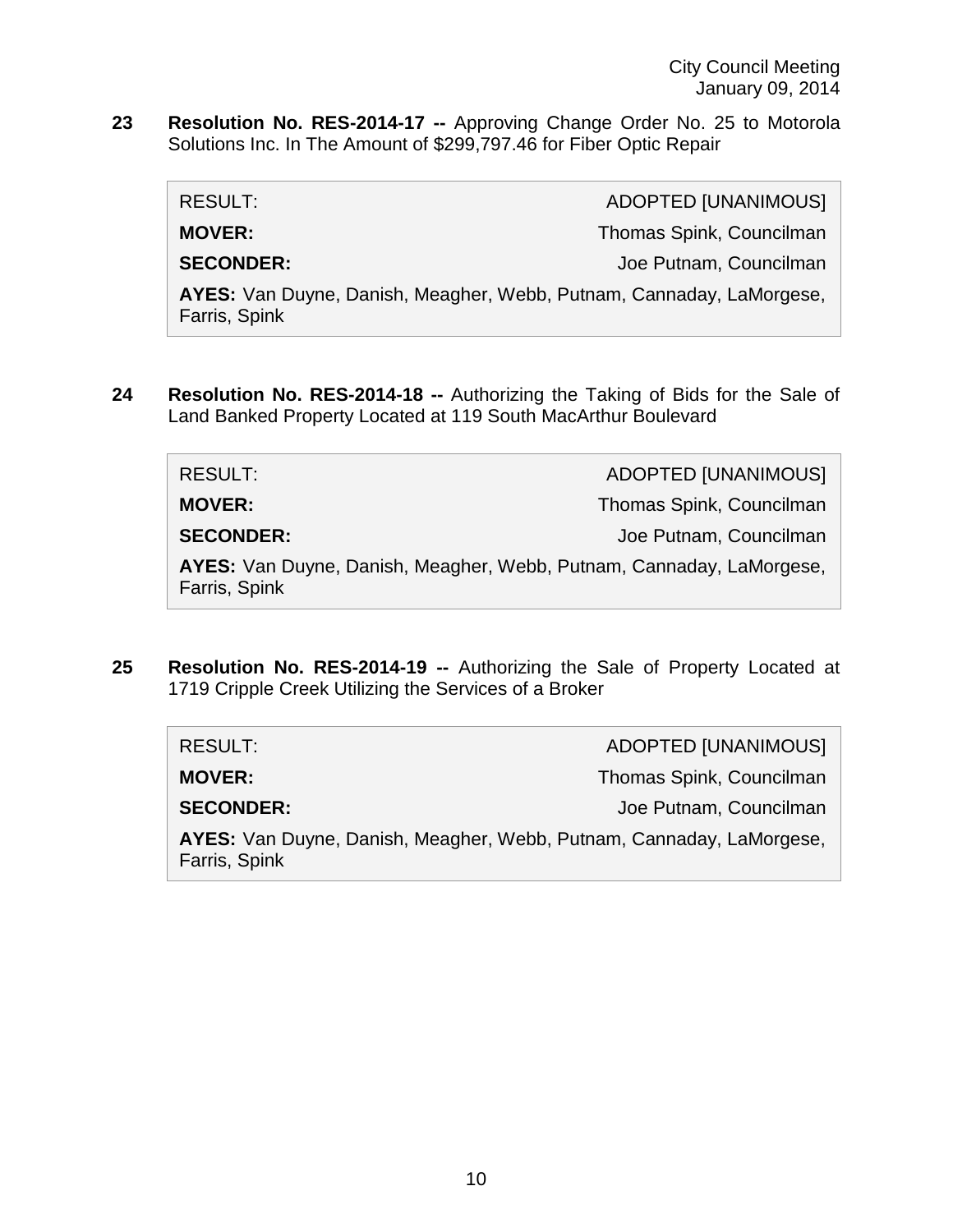**23 Resolution No. RES-2014-17 --** Approving Change Order No. 25 to Motorola Solutions Inc. In The Amount of $299,797.46 for Fiber Optic Repair

| RESULT: | ADOPTED [UNANIMOUS] |
|---|---|
| **MOVER:** | Thomas Spink, Councilman |
| **SECONDER:** | Joe Putnam, Councilman |
| **AYES:** Van Duyne, Danish, Meagher, Webb, Putnam, Cannaday, LaMorgese, Farris, Spink | |

**24 Resolution No. RES-2014-18 --** Authorizing the Taking of Bids for the Sale of Land Banked Property Located at 119 South MacArthur Boulevard

| RESULT: | ADOPTED [UNANIMOUS] |
|---|---|
| **MOVER:** | Thomas Spink, Councilman |
| **SECONDER:** | Joe Putnam, Councilman |
| **AYES:** Van Duyne, Danish, Meagher, Webb, Putnam, Cannaday, LaMorgese, Farris, Spink | |

**25 Resolution No. RES-2014-19 --** Authorizing the Sale of Property Located at 1719 Cripple Creek Utilizing the Services of a Broker

| RESULT: | ADOPTED [UNANIMOUS] |
|---|---|
| **MOVER:** | Thomas Spink, Councilman |
| **SECONDER:** | Joe Putnam, Councilman |
| **AYES:** Van Duyne, Danish, Meagher, Webb, Putnam, Cannaday, LaMorgese, Farris, Spink | |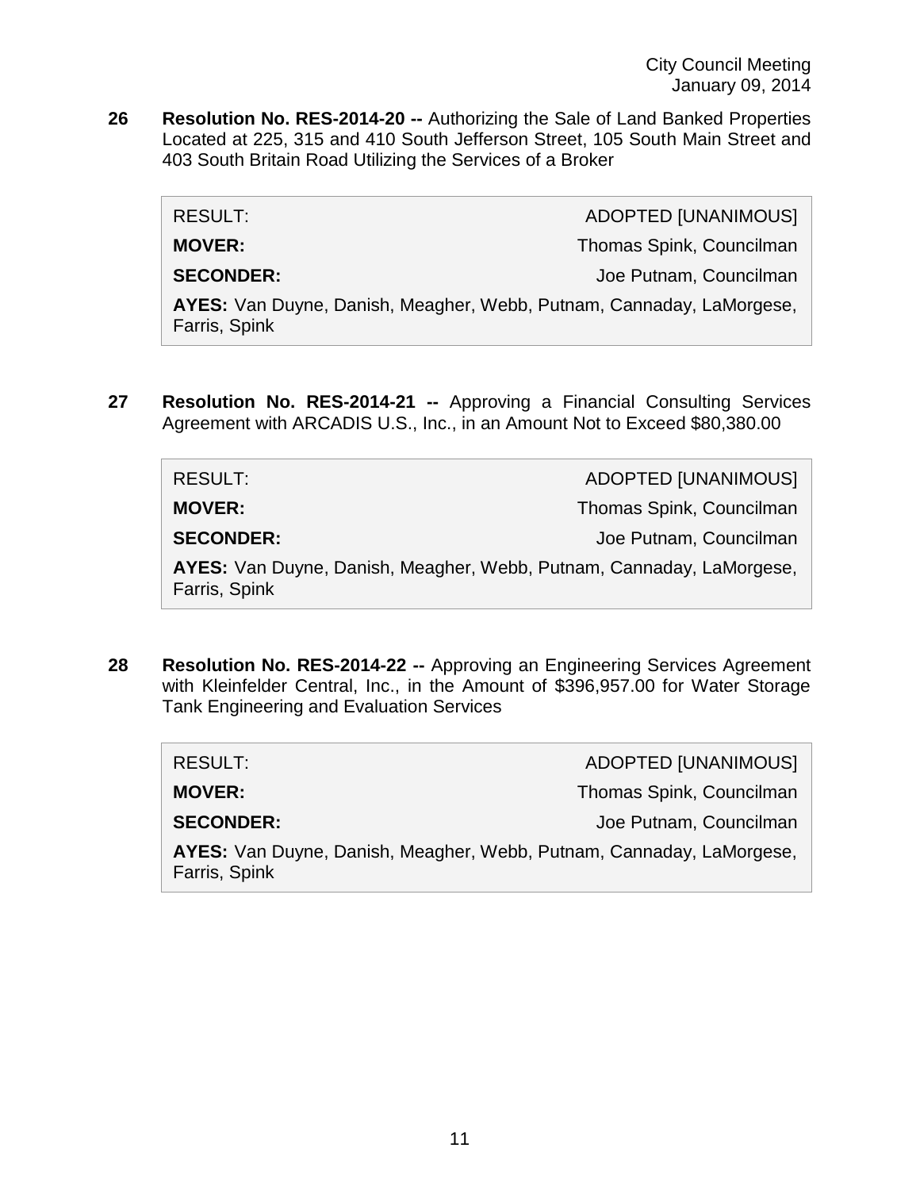**26 Resolution No. RES-2014-20 --** Authorizing the Sale of Land Banked Properties Located at 225, 315 and 410 South Jefferson Street, 105 South Main Street and 403 South Britain Road Utilizing the Services of a Broker

| | |
|---|---|
| RESULT: | ADOPTED [UNANIMOUS] |
| **MOVER:** | Thomas Spink, Councilman |
| **SECONDER:** | Joe Putnam, Councilman |
| **AYES:** Van Duyne, Danish, Meagher, Webb, Putnam, Cannaday, LaMorgese, Farris, Spink | |

**27 Resolution No. RES-2014-21 --** Approving a Financial Consulting Services Agreement with ARCADIS U.S., Inc., in an Amount Not to Exceed $80,380.00

| | |
|---|---|
| RESULT: | ADOPTED [UNANIMOUS] |
| **MOVER:** | Thomas Spink, Councilman |
| **SECONDER:** | Joe Putnam, Councilman |
| **AYES:** Van Duyne, Danish, Meagher, Webb, Putnam, Cannaday, LaMorgese, Farris, Spink | |

**28 Resolution No. RES-2014-22 --** Approving an Engineering Services Agreement with Kleinfelder Central, Inc., in the Amount of $396,957.00 for Water Storage Tank Engineering and Evaluation Services

| | |
|---|---|
| RESULT: | ADOPTED [UNANIMOUS] |
| **MOVER:** | Thomas Spink, Councilman |
| **SECONDER:** | Joe Putnam, Councilman |
| **AYES:** Van Duyne, Danish, Meagher, Webb, Putnam, Cannaday, LaMorgese, Farris, Spink | |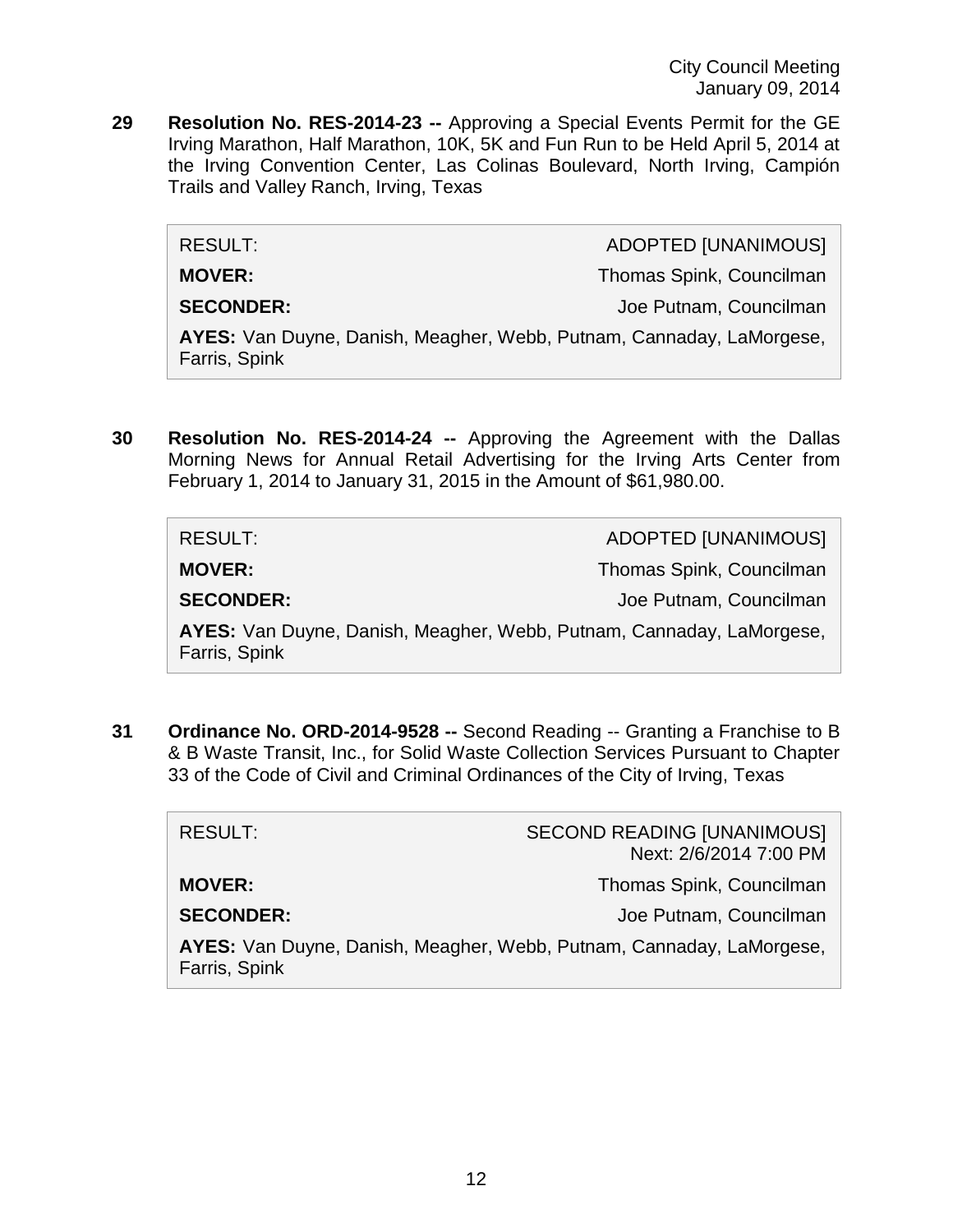**29 Resolution No. RES-2014-23 --** Approving a Special Events Permit for the GE Irving Marathon, Half Marathon, 10K, 5K and Fun Run to be Held April 5, 2014 at the Irving Convention Center, Las Colinas Boulevard, North Irving, Campión Trails and Valley Ranch, Irving, Texas

| | |
|---|---|
| RESULT: | ADOPTED [UNANIMOUS] |
| **MOVER:** | Thomas Spink, Councilman |
| **SECONDER:** | Joe Putnam, Councilman |
| **AYES:** Van Duyne, Danish, Meagher, Webb, Putnam, Cannaday, LaMorgese, Farris, Spink | |

**30 Resolution No. RES-2014-24 --** Approving the Agreement with the Dallas Morning News for Annual Retail Advertising for the Irving Arts Center from February 1, 2014 to January 31, 2015 in the Amount of $61,980.00.

| | |
|---|---|
| RESULT: | ADOPTED [UNANIMOUS] |
| **MOVER:** | Thomas Spink, Councilman |
| **SECONDER:** | Joe Putnam, Councilman |
| **AYES:** Van Duyne, Danish, Meagher, Webb, Putnam, Cannaday, LaMorgese, Farris, Spink | |

**31 Ordinance No. ORD-2014-9528 --** Second Reading -- Granting a Franchise to B & B Waste Transit, Inc., for Solid Waste Collection Services Pursuant to Chapter 33 of the Code of Civil and Criminal Ordinances of the City of Irving, Texas

| | |
|---|---|
| RESULT: | SECOND READING [UNANIMOUS] Next: 2/6/2014 7:00 PM |
| **MOVER:** | Thomas Spink, Councilman |
| **SECONDER:** | Joe Putnam, Councilman |
| **AYES:** Van Duyne, Danish, Meagher, Webb, Putnam, Cannaday, LaMorgese, Farris, Spink | |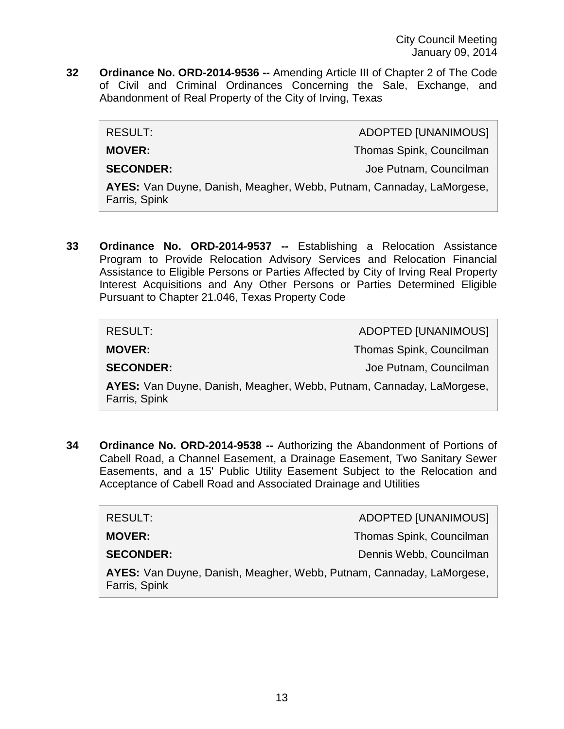**32 Ordinance No. ORD-2014-9536 --** Amending Article III of Chapter 2 of The Code of Civil and Criminal Ordinances Concerning the Sale, Exchange, and Abandonment of Real Property of the City of Irving, Texas

| RESULT: | ADOPTED [UNANIMOUS] |
|---|---|
| **MOVER:** | Thomas Spink, Councilman |
| **SECONDER:** | Joe Putnam, Councilman |
| **AYES:** Van Duyne, Danish, Meagher, Webb, Putnam, Cannaday, LaMorgese, Farris, Spink | |

**33 Ordinance No. ORD-2014-9537 --** Establishing a Relocation Assistance Program to Provide Relocation Advisory Services and Relocation Financial Assistance to Eligible Persons or Parties Affected by City of Irving Real Property Interest Acquisitions and Any Other Persons or Parties Determined Eligible Pursuant to Chapter 21.046, Texas Property Code

| RESULT: | ADOPTED [UNANIMOUS] |
|---|---|
| **MOVER:** | Thomas Spink, Councilman |
| **SECONDER:** | Joe Putnam, Councilman |
| **AYES:** Van Duyne, Danish, Meagher, Webb, Putnam, Cannaday, LaMorgese, Farris, Spink | |

**34 Ordinance No. ORD-2014-9538 --** Authorizing the Abandonment of Portions of Cabell Road, a Channel Easement, a Drainage Easement, Two Sanitary Sewer Easements, and a 15' Public Utility Easement Subject to the Relocation and Acceptance of Cabell Road and Associated Drainage and Utilities

| RESULT: | ADOPTED [UNANIMOUS] |
|---|---|
| **MOVER:** | Thomas Spink, Councilman |
| **SECONDER:** | Dennis Webb, Councilman |
| **AYES:** Van Duyne, Danish, Meagher, Webb, Putnam, Cannaday, LaMorgese, Farris, Spink | |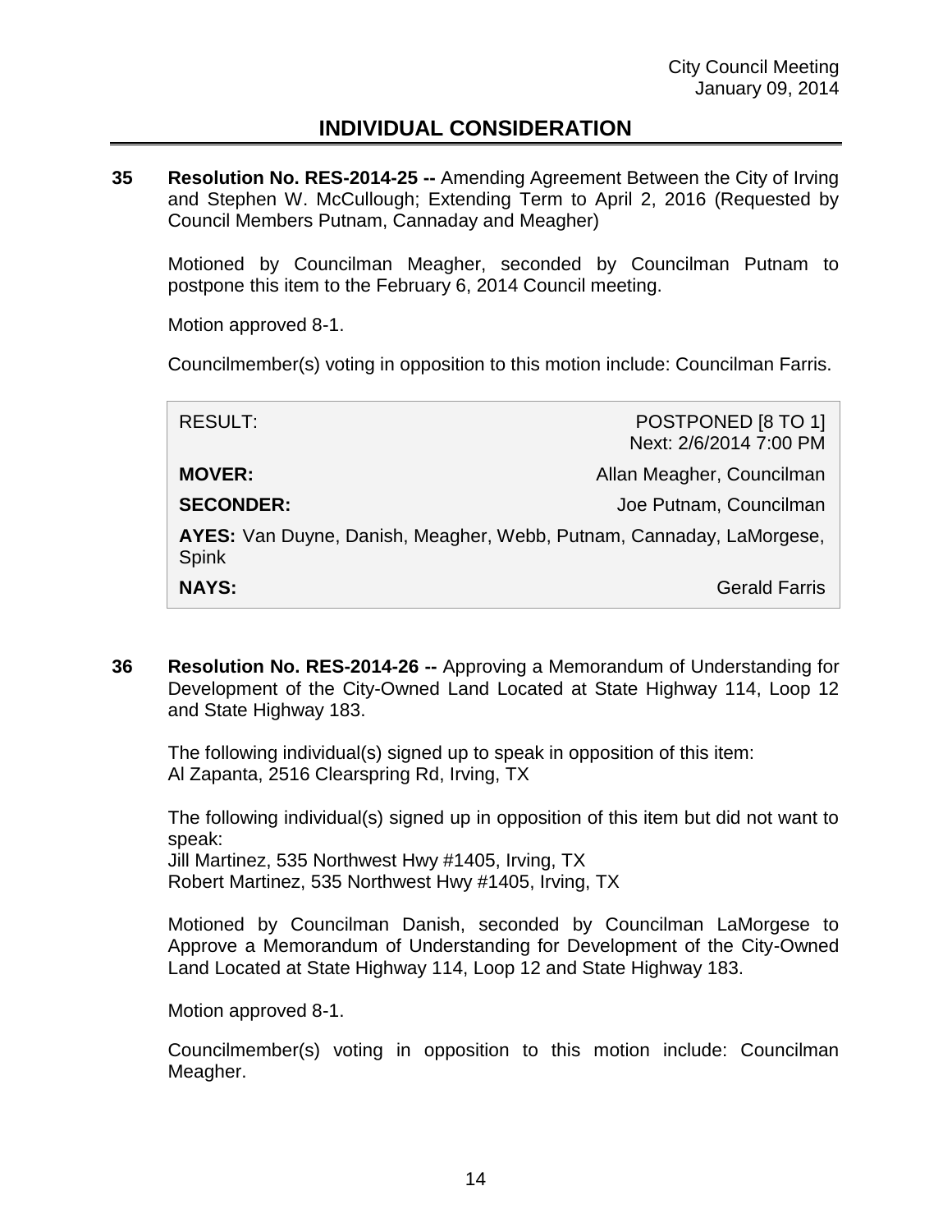City Council Meeting
January 09, 2014

## INDIVIDUAL CONSIDERATION

**35 Resolution No. RES-2014-25 --** Amending Agreement Between the City of Irving and Stephen W. McCullough; Extending Term to April 2, 2016 (Requested by Council Members Putnam, Cannaday and Meagher)

Motioned by Councilman Meagher, seconded by Councilman Putnam to postpone this item to the February 6, 2014 Council meeting.

Motion approved 8-1.

Councilmember(s) voting in opposition to this motion include: Councilman Farris.

| | |
|---|---|
| RESULT: | POSTPONED [8 TO 1] Next: 2/6/2014 7:00 PM |
| **MOVER:** | Allan Meagher, Councilman |
| **SECONDER:** | Joe Putnam, Councilman |
| **AYES:** Van Duyne, Danish, Meagher, Webb, Putnam, Cannaday, LaMorgese, Spink | |
| **NAYS:** | Gerald Farris |

**36 Resolution No. RES-2014-26 --** Approving a Memorandum of Understanding for Development of the City-Owned Land Located at State Highway 114, Loop 12 and State Highway 183.

The following individual(s) signed up to speak in opposition of this item:
Al Zapanta, 2516 Clearspring Rd, Irving, TX

The following individual(s) signed up in opposition of this item but did not want to speak:
Jill Martinez, 535 Northwest Hwy #1405, Irving, TX
Robert Martinez, 535 Northwest Hwy #1405, Irving, TX

Motioned by Councilman Danish, seconded by Councilman LaMorgese to Approve a Memorandum of Understanding for Development of the City-Owned Land Located at State Highway 114, Loop 12 and State Highway 183.

Motion approved 8-1.

Councilmember(s) voting in opposition to this motion include: Councilman Meagher.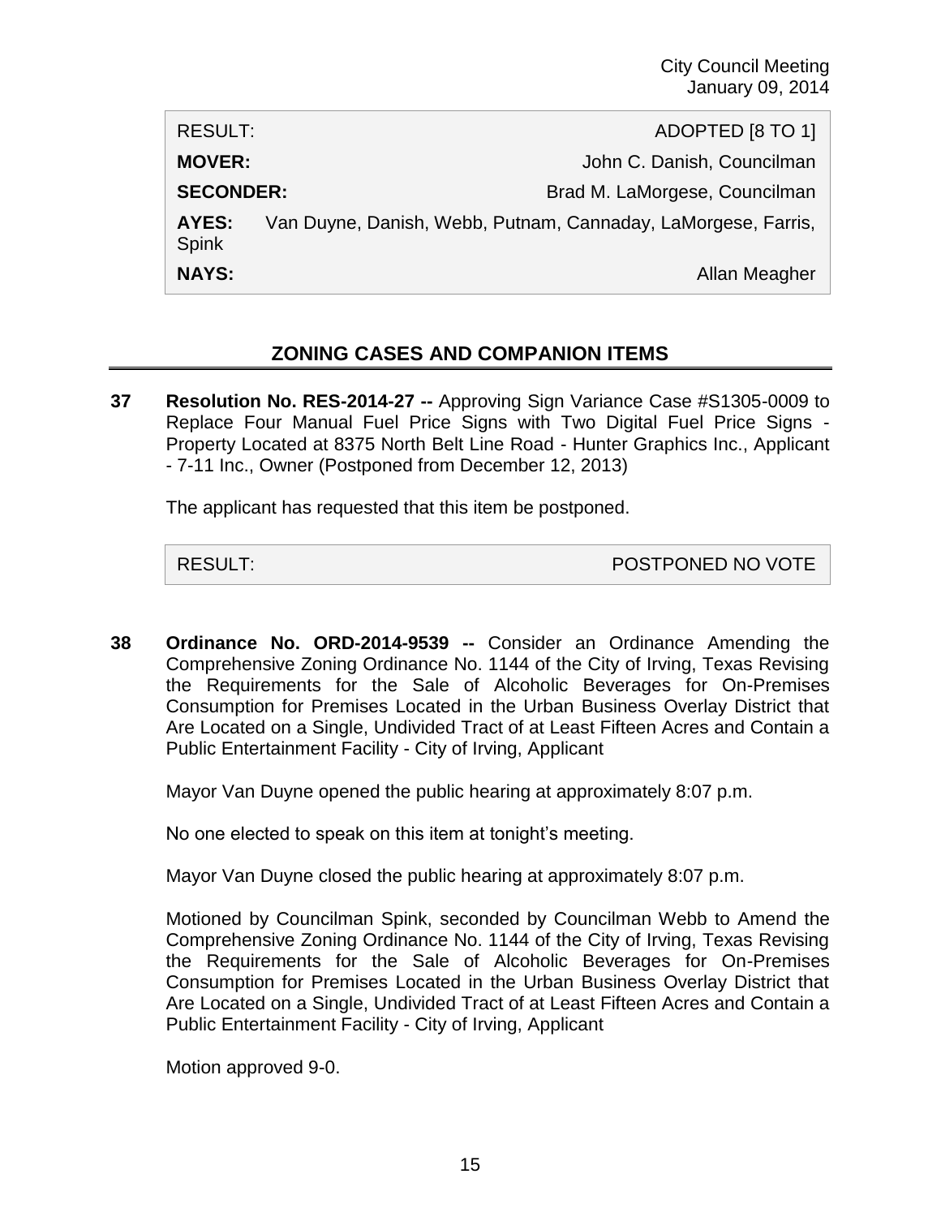| RESULT: | ADOPTED [8 TO 1] |
|---|---|
| **MOVER:** | John C. Danish, Councilman |
| **SECONDER:** | Brad M. LaMorgese, Councilman |
| **AYES:** | Van Duyne, Danish, Webb, Putnam, Cannaday, LaMorgese, Farris, Spink |
| **NAYS:** | Allan Meagher |

## ZONING CASES AND COMPANION ITEMS

**37 Resolution No. RES-2014-27 --** Approving Sign Variance Case #S1305-0009 to Replace Four Manual Fuel Price Signs with Two Digital Fuel Price Signs - Property Located at 8375 North Belt Line Road - Hunter Graphics Inc., Applicant - 7-11 Inc., Owner (Postponed from December 12, 2013)

The applicant has requested that this item be postponed.

| RESULT: | POSTPONED NO VOTE |
|---|---|

**38 Ordinance No. ORD-2014-9539 --** Consider an Ordinance Amending the Comprehensive Zoning Ordinance No. 1144 of the City of Irving, Texas Revising the Requirements for the Sale of Alcoholic Beverages for On-Premises Consumption for Premises Located in the Urban Business Overlay District that Are Located on a Single, Undivided Tract of at Least Fifteen Acres and Contain a Public Entertainment Facility - City of Irving, Applicant

Mayor Van Duyne opened the public hearing at approximately 8:07 p.m.

No one elected to speak on this item at tonight's meeting.

Mayor Van Duyne closed the public hearing at approximately 8:07 p.m.

Motioned by Councilman Spink, seconded by Councilman Webb to Amend the Comprehensive Zoning Ordinance No. 1144 of the City of Irving, Texas Revising the Requirements for the Sale of Alcoholic Beverages for On-Premises Consumption for Premises Located in the Urban Business Overlay District that Are Located on a Single, Undivided Tract of at Least Fifteen Acres and Contain a Public Entertainment Facility - City of Irving, Applicant

Motion approved 9-0.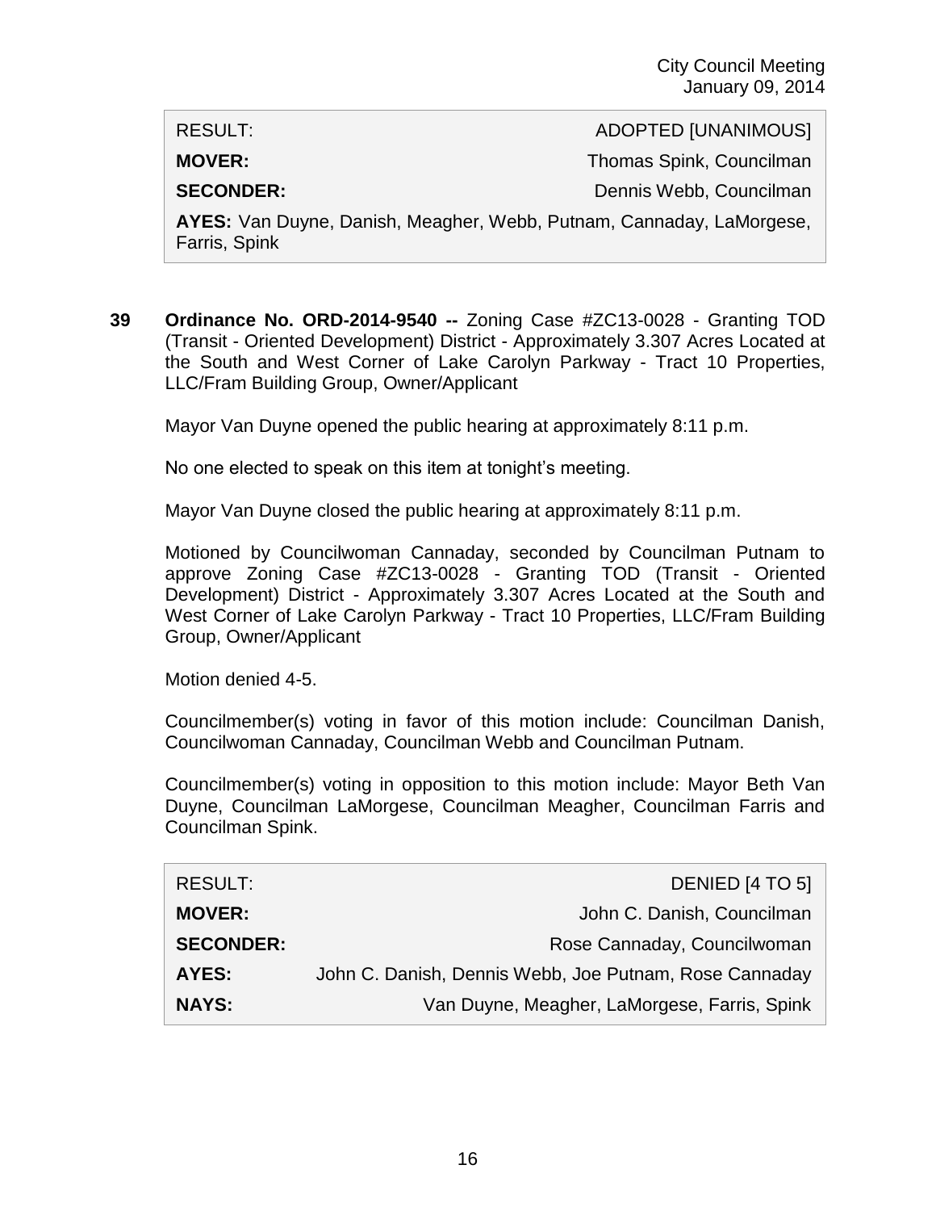| RESULT: | ADOPTED [UNANIMOUS] |
|---|---|
| **MOVER:** | Thomas Spink, Councilman |
| **SECONDER:** | Dennis Webb, Councilman |
| **AYES:** Van Duyne, Danish, Meagher, Webb, Putnam, Cannaday, LaMorgese, Farris, Spink | |

**39 Ordinance No. ORD-2014-9540 --** Zoning Case #ZC13-0028 - Granting TOD (Transit - Oriented Development) District - Approximately 3.307 Acres Located at the South and West Corner of Lake Carolyn Parkway - Tract 10 Properties, LLC/Fram Building Group, Owner/Applicant

Mayor Van Duyne opened the public hearing at approximately 8:11 p.m.

No one elected to speak on this item at tonight's meeting.

Mayor Van Duyne closed the public hearing at approximately 8:11 p.m.

Motioned by Councilwoman Cannaday, seconded by Councilman Putnam to approve Zoning Case #ZC13-0028 - Granting TOD (Transit - Oriented Development) District - Approximately 3.307 Acres Located at the South and West Corner of Lake Carolyn Parkway - Tract 10 Properties, LLC/Fram Building Group, Owner/Applicant

Motion denied 4-5.

Councilmember(s) voting in favor of this motion include: Councilman Danish, Councilwoman Cannaday, Councilman Webb and Councilman Putnam.

Councilmember(s) voting in opposition to this motion include: Mayor Beth Van Duyne, Councilman LaMorgese, Councilman Meagher, Councilman Farris and Councilman Spink.

| RESULT: | DENIED [4 TO 5] |
|---|---|
| **MOVER:** | John C. Danish, Councilman |
| **SECONDER:** | Rose Cannaday, Councilwoman |
| **AYES:** | John C. Danish, Dennis Webb, Joe Putnam, Rose Cannaday |
| **NAYS:** | Van Duyne, Meagher, LaMorgese, Farris, Spink |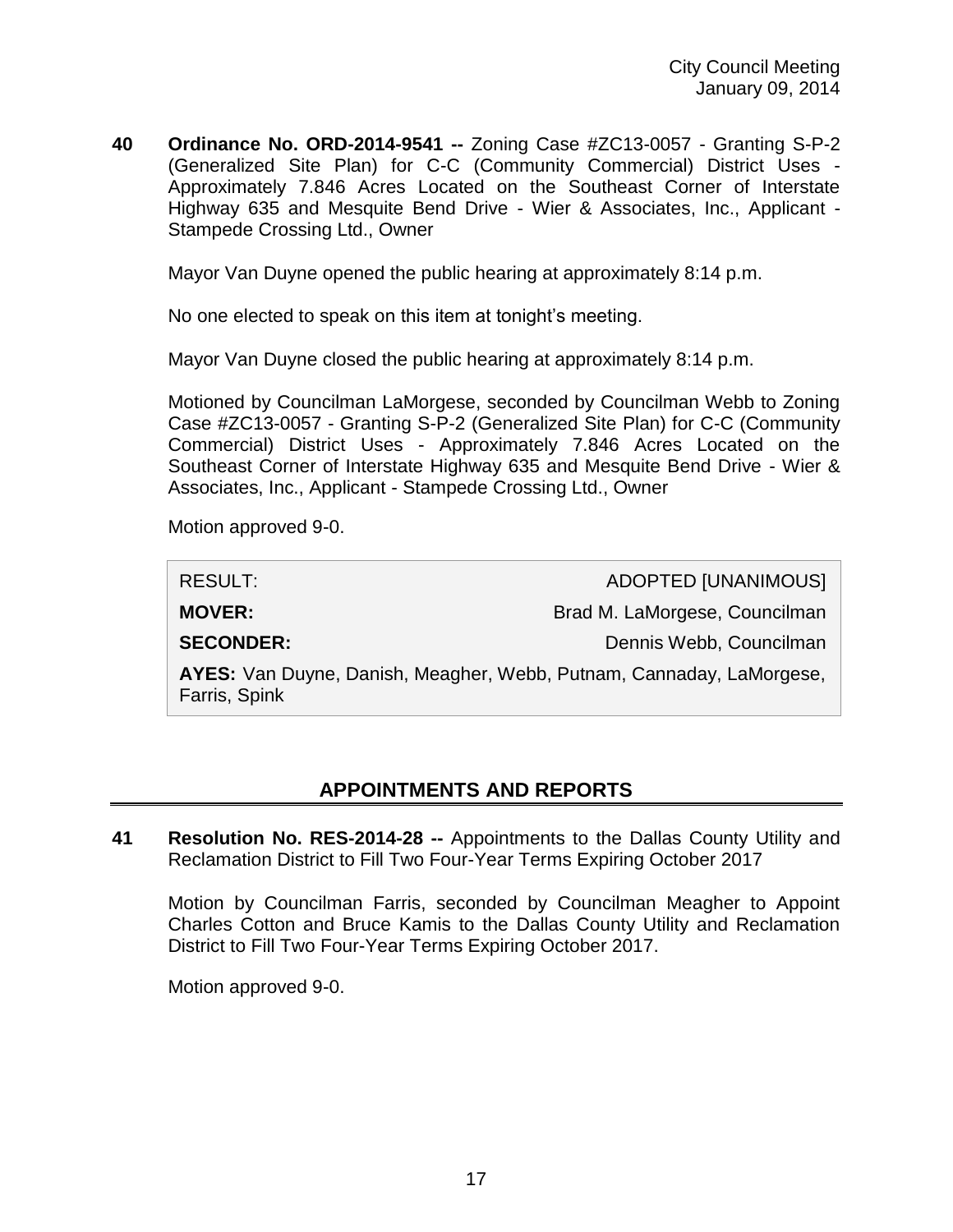**40 Ordinance No. ORD-2014-9541 --** Zoning Case #ZC13-0057 - Granting S-P-2 (Generalized Site Plan) for C-C (Community Commercial) District Uses - Approximately 7.846 Acres Located on the Southeast Corner of Interstate Highway 635 and Mesquite Bend Drive - Wier & Associates, Inc., Applicant - Stampede Crossing Ltd., Owner

Mayor Van Duyne opened the public hearing at approximately 8:14 p.m.

No one elected to speak on this item at tonight's meeting.

Mayor Van Duyne closed the public hearing at approximately 8:14 p.m.

Motioned by Councilman LaMorgese, seconded by Councilman Webb to Zoning Case #ZC13-0057 - Granting S-P-2 (Generalized Site Plan) for C-C (Community Commercial) District Uses - Approximately 7.846 Acres Located on the Southeast Corner of Interstate Highway 635 and Mesquite Bend Drive - Wier & Associates, Inc., Applicant - Stampede Crossing Ltd., Owner

Motion approved 9-0.

| RESULT: | ADOPTED [UNANIMOUS] |
|---|---|
| **MOVER:** | Brad M. LaMorgese, Councilman |
| **SECONDER:** | Dennis Webb, Councilman |
| **AYES:** Van Duyne, Danish, Meagher, Webb, Putnam, Cannaday, LaMorgese, Farris, Spink | |

## APPOINTMENTS AND REPORTS

**41 Resolution No. RES-2014-28 --** Appointments to the Dallas County Utility and Reclamation District to Fill Two Four-Year Terms Expiring October 2017

Motion by Councilman Farris, seconded by Councilman Meagher to Appoint Charles Cotton and Bruce Kamis to the Dallas County Utility and Reclamation District to Fill Two Four-Year Terms Expiring October 2017.

Motion approved 9-0.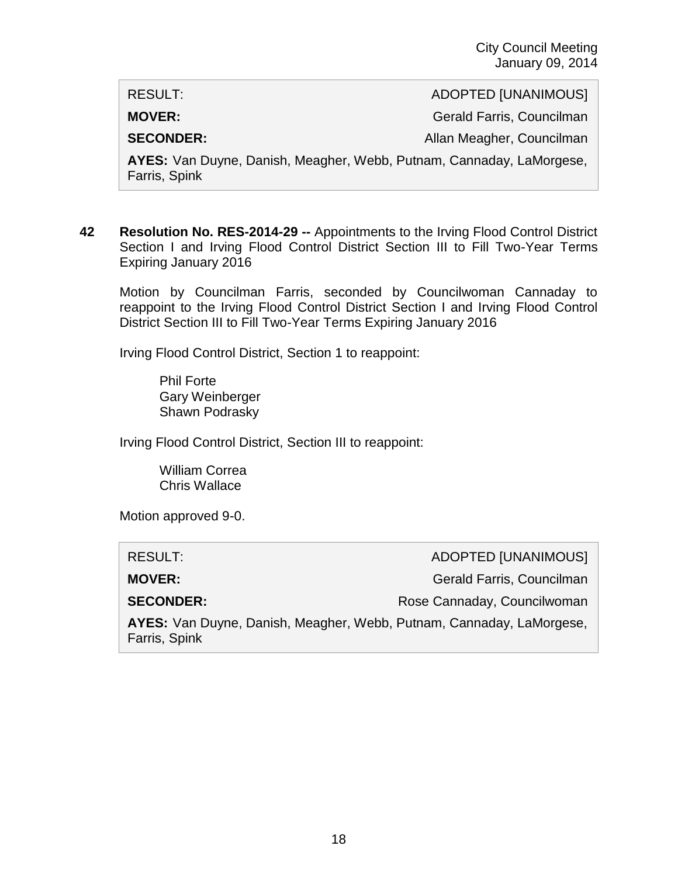| RESULT: | ADOPTED [UNANIMOUS] |
| --- | --- |
| **MOVER:** | Gerald Farris, Councilman |
| **SECONDER:** | Allan Meagher, Councilman |
| **AYES:** Van Duyne, Danish, Meagher, Webb, Putnam, Cannaday, LaMorgese, Farris, Spink | |

**42 Resolution No. RES-2014-29 --** Appointments to the Irving Flood Control District Section I and Irving Flood Control District Section III to Fill Two-Year Terms Expiring January 2016

Motion by Councilman Farris, seconded by Councilwoman Cannaday to reappoint to the Irving Flood Control District Section I and Irving Flood Control District Section III to Fill Two-Year Terms Expiring January 2016

Irving Flood Control District, Section 1 to reappoint:

Phil Forte
Gary Weinberger
Shawn Podrasky

Irving Flood Control District, Section III to reappoint:

William Correa
Chris Wallace

Motion approved 9-0.

| RESULT: | ADOPTED [UNANIMOUS] |
| --- | --- |
| **MOVER:** | Gerald Farris, Councilman |
| **SECONDER:** | Rose Cannaday, Councilwoman |
| **AYES:** Van Duyne, Danish, Meagher, Webb, Putnam, Cannaday, LaMorgese, Farris, Spink | |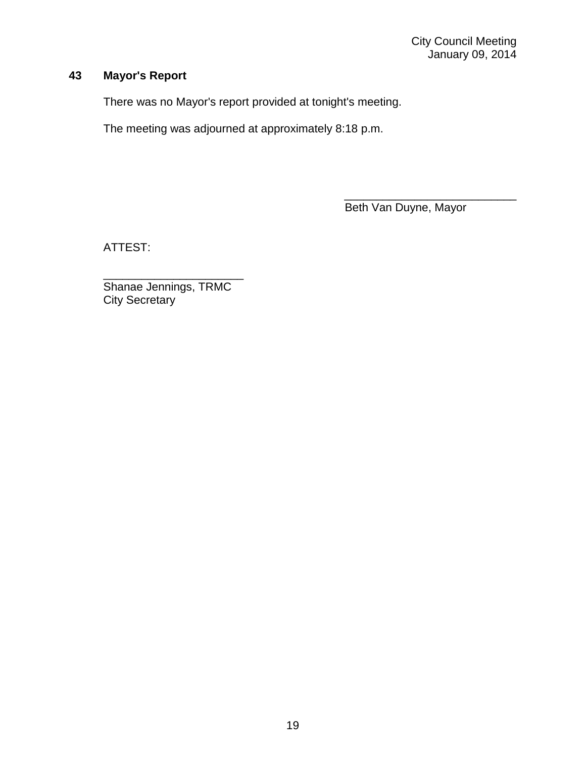### 43 Mayor's Report

There was no Mayor's report provided at tonight's meeting.

The meeting was adjourned at approximately 8:18 p.m.

\_\_\_\_\_\_\_\_\_\_\_\_\_\_\_\_\_\_\_\_\_\_\_\_\_\_\_\_
Beth Van Duyne, Mayor

ATTEST:

\_\_\_\_\_\_\_\_\_\_\_\_\_\_\_\_\_\_\_\_\_\_\_\_
Shanae Jennings, TRMC
City Secretary